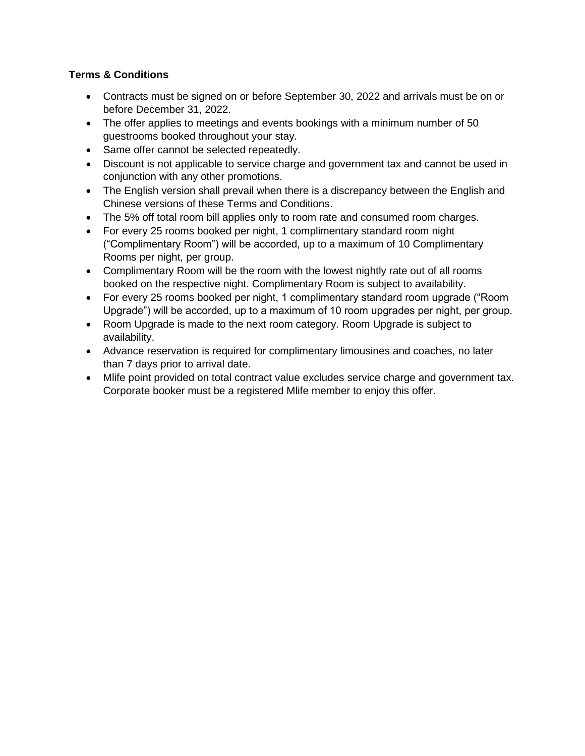**Terms & Conditions**

- Contracts must be signed on or before September 30, 2022 and arrivals must be on or before December 31, 2022.
- The offer applies to meetings and events bookings with a minimum number of 50 guestrooms booked throughout your stay.
- Same offer cannot be selected repeatedly.
- Discount is not applicable to service charge and government tax and cannot be used in conjunction with any other promotions.
- The English version shall prevail when there is a discrepancy between the English and Chinese versions of these Terms and Conditions.
- The 5% off total room bill applies only to room rate and consumed room charges.
- For every 25 rooms booked per night, 1 complimentary standard room night ("Complimentary Room") will be accorded, up to a maximum of 10 Complimentary Rooms per night, per group.
- Complimentary Room will be the room with the lowest nightly rate out of all rooms booked on the respective night. Complimentary Room is subject to availability.
- For every 25 rooms booked per night, 1 complimentary standard room upgrade ("Room Upgrade") will be accorded, up to a maximum of 10 room upgrades per night, per group.
- Room Upgrade is made to the next room category. Room Upgrade is subject to availability.
- Advance reservation is required for complimentary limousines and coaches, no later than 7 days prior to arrival date.
- Mlife point provided on total contract value excludes service charge and government tax. Corporate booker must be a registered Mlife member to enjoy this offer.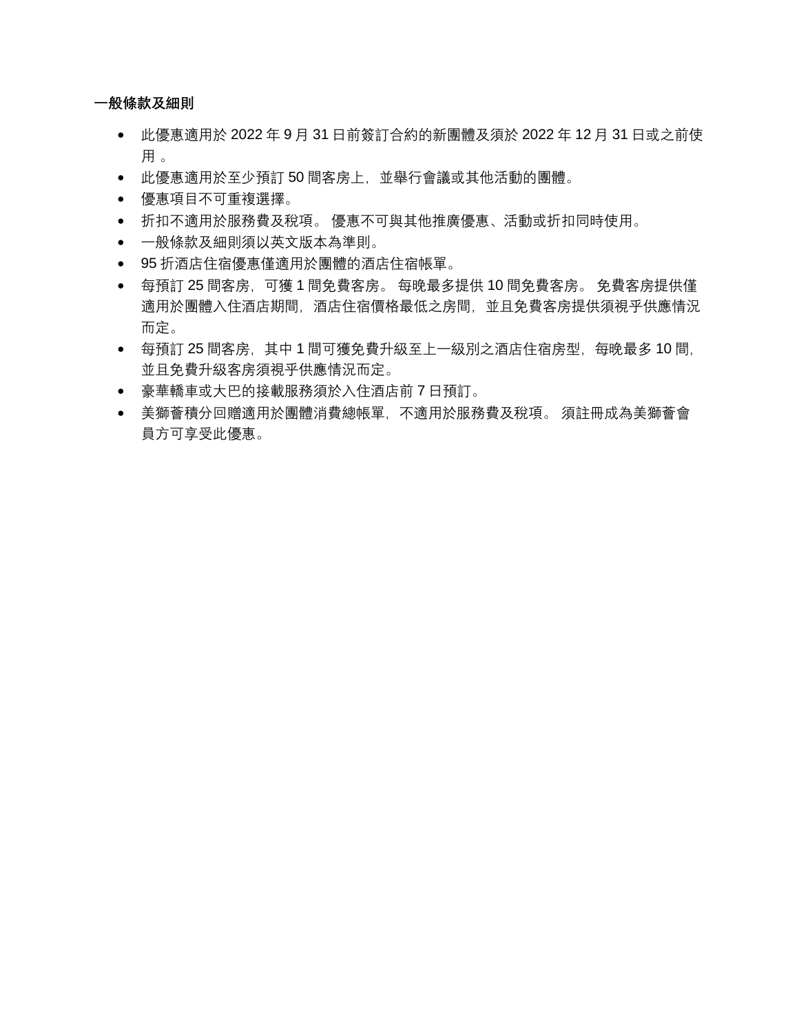**一般條款及細則**

- 此優惠適用於 2022 年 9 月 31 日前簽訂合約的新團體及須於 2022 年 12 月 31 日或之前使用 。
- 此優惠適用於至少預訂 50 間客房上，並舉行會議或其他活動的團體。
- 優惠項目不可重複選擇。
- 折扣不適用於服務費及稅項。 優惠不可與其他推廣優惠、活動或折扣同時使用。
- 一般條款及細則須以英文版本為準則。
- 95 折酒店住宿優惠僅適用於團體的酒店住宿帳單。
- 每預訂 25 間客房，可獲 1 間免費客房。 每晚最多提供 10 間免費客房。 免費客房提供僅適用於團體入住酒店期間，酒店住宿價格最低之房間，並且免費客房提供須視乎供應情況而定。
- 每預訂 25 間客房，其中 1 間可獲免費升級至上一級別之酒店住宿房型，每晚最多 10 間，並且免費升級客房須視乎供應情況而定。
- 豪華轎車或大巴的接載服務須於入住酒店前 7 日預訂。
- 美獅薈積分回贈適用於團體消費總帳單，不適用於服務費及稅項。 須註冊成為美獅薈會員方可享受此優惠。